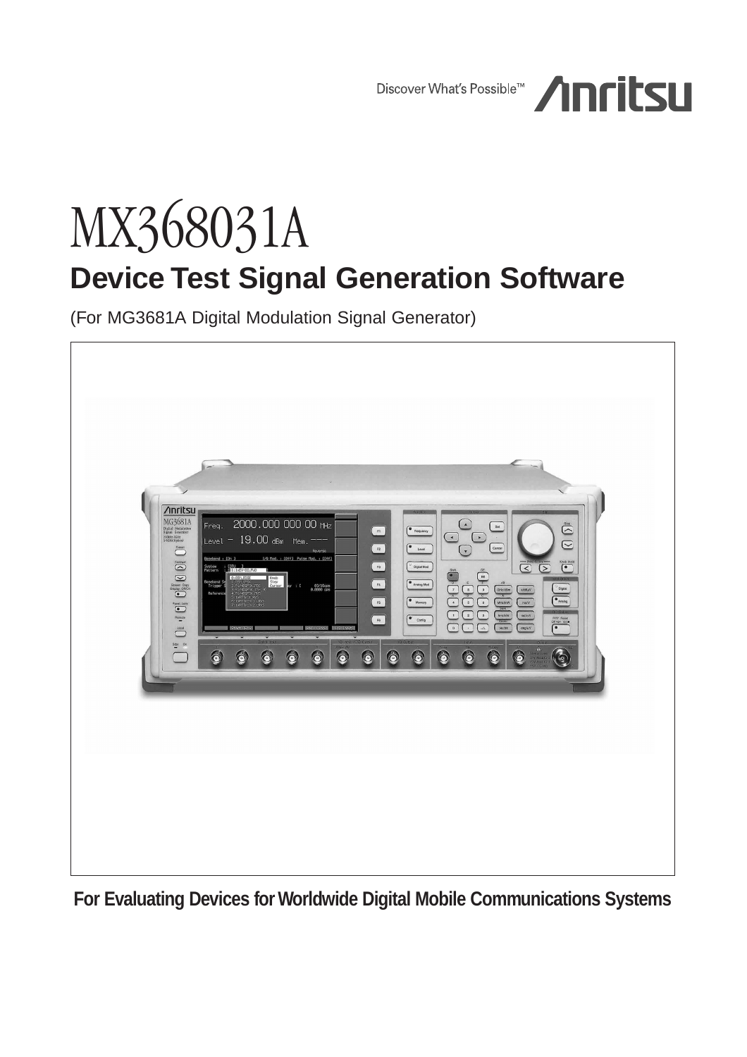Discover What's Possible™ Anritsu

# MX368031A

## Device Test Signal Generation Software

(For MG3681A Digital Modulation Signal Generator)

**For Evaluating Devices for Worldwide Digital Mobile Communications Systems**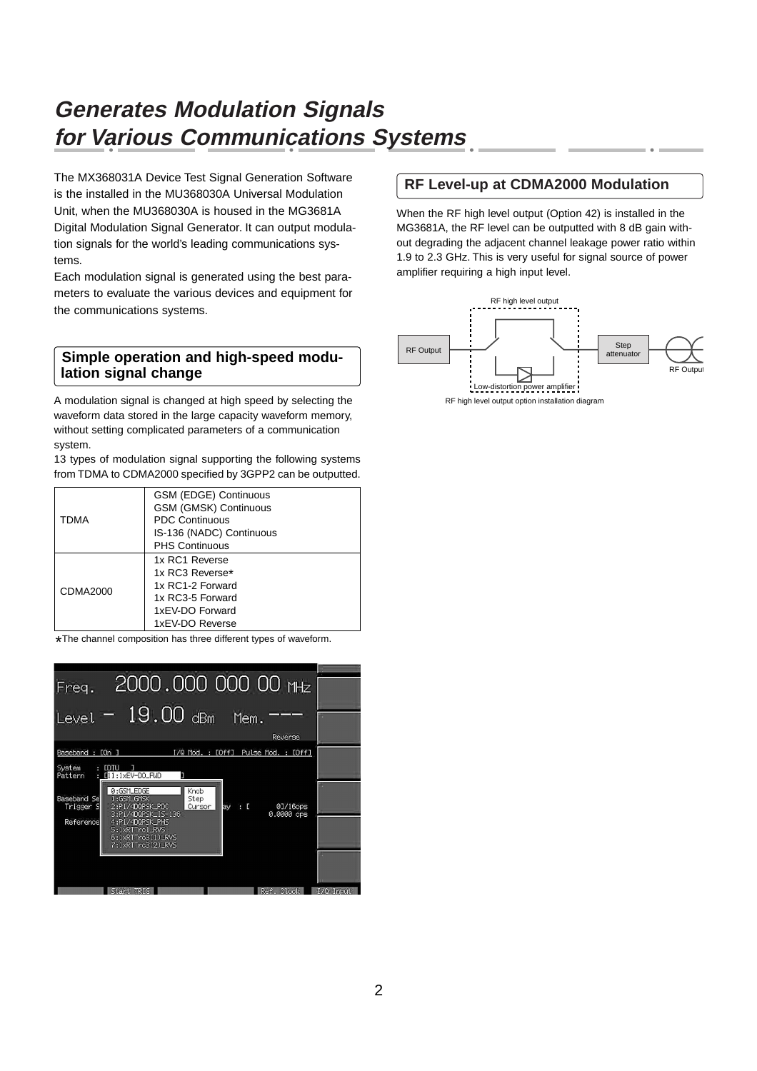# Generates Modulation Signals for Various Communications Systems

The MX368031A Device Test Signal Generation Software is the installed in the MU368030A Universal Modulation Unit, when the MU368030A is housed in the MG3681A Digital Modulation Signal Generator. It can output modulation signals for the world's leading communications systems.

Each modulation signal is generated using the best parameters to evaluate the various devices and equipment for the communications systems.

## Simple operation and high-speed modulation signal change

A modulation signal is changed at high speed by selecting the waveform data stored in the large capacity waveform memory, without setting complicated parameters of a communication system.

13 types of modulation signal supporting the following systems from TDMA to CDMA2000 specified by 3GPP2 can be outputted.

| | |
|---|---|
| TDMA | GSM (EDGE) Continuous<br>GSM (GMSK) Continuous<br>PDC Continuous<br>IS-136 (NADC) Continuous<br>PHS Continuous |
| CDMA2000 | 1x RC1 Reverse<br>1x RC3 Reverse*<br>1x RC1-2 Forward<br>1x RC3-5 Forward<br>1xEV-DO Forward<br>1xEV-DO Reverse |

*The channel composition has three different types of waveform.

## RF Level-up at CDMA2000 Modulation

When the RF high level output (Option 42) is installed in the MG3681A, the RF level can be outputted with 8 dB gain without degrading the adjacent channel leakage power ratio within 1.9 to 2.3 GHz. This is very useful for signal source of power amplifier requiring a high input level.

RF high level output option installation diagram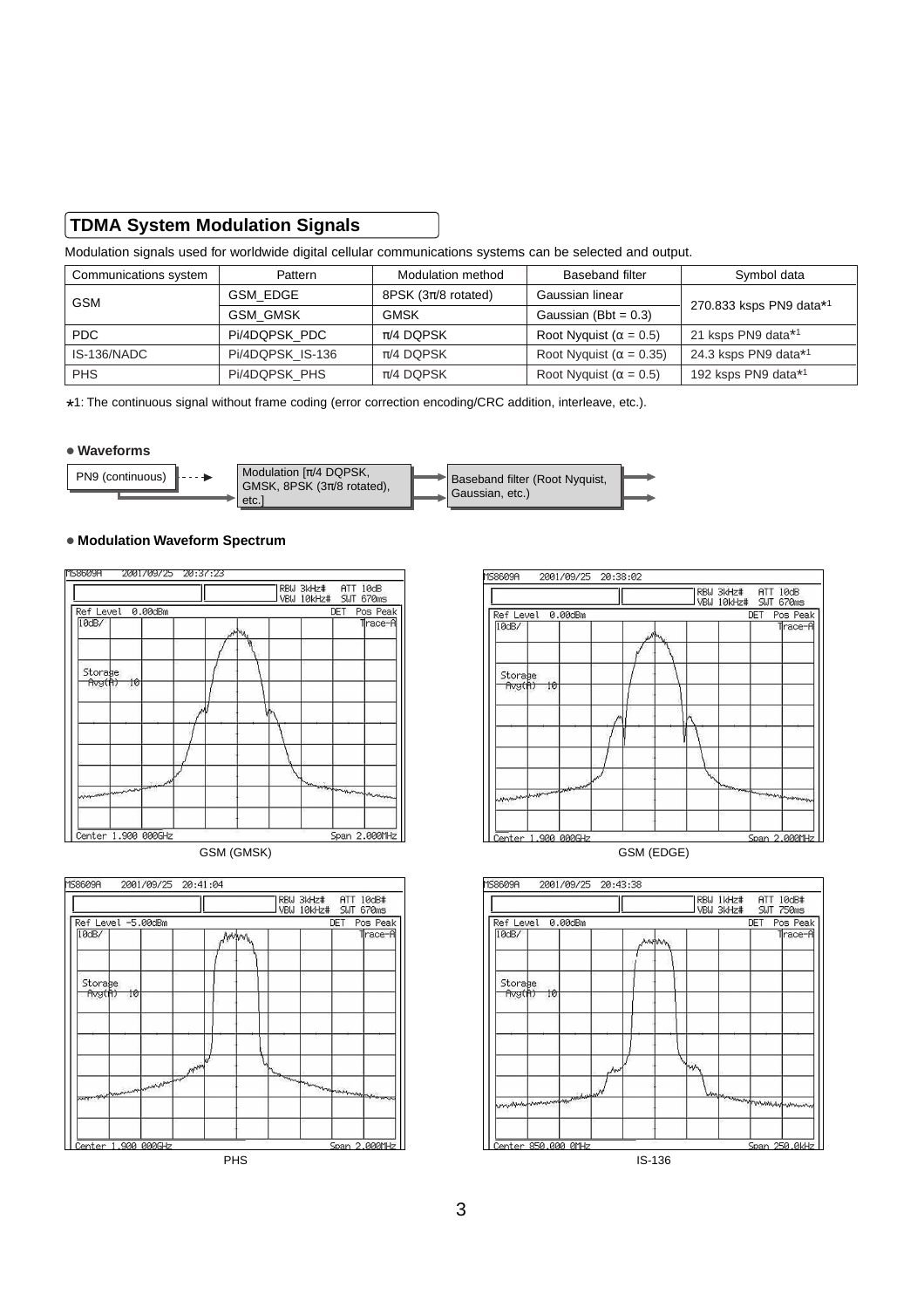## TDMA System Modulation Signals

Modulation signals used for worldwide digital cellular communications systems can be selected and output.

| Communications system | Pattern | Modulation method | Baseband filter | Symbol data |
|---|---|---|---|---|
| GSM | GSM_EDGE | 8PSK (3π/8 rotated) | Gaussian linear | 270.833 ksps PN9 data*1 |
| | GSM_GMSK | GMSK | Gaussian (Bbt = 0.3) | |
| PDC | Pi/4DQPSK_PDC | π/4 DQPSK | Root Nyquist (α = 0.5) | 21 ksps PN9 data*1 |
| IS-136/NADC | Pi/4DQPSK_IS-136 | π/4 DQPSK | Root Nyquist (α = 0.35) | 24.3 ksps PN9 data*1 |
| PHS | Pi/4DQPSK_PHS | π/4 DQPSK | Root Nyquist (α = 0.5) | 192 ksps PN9 data*1 |

*1: The continuous signal without frame coding (error correction encoding/CRC addition, interleave, etc.).

**• Waveforms**

PN9 (continuous) → Modulation [π/4 DQPSK, GMSK, 8PSK (3π/8 rotated), etc.] → Baseband filter (Root Nyquist, Gaussian, etc.)

**• Modulation Waveform Spectrum**

GSM (GMSK)

GSM (EDGE)

PHS

IS-136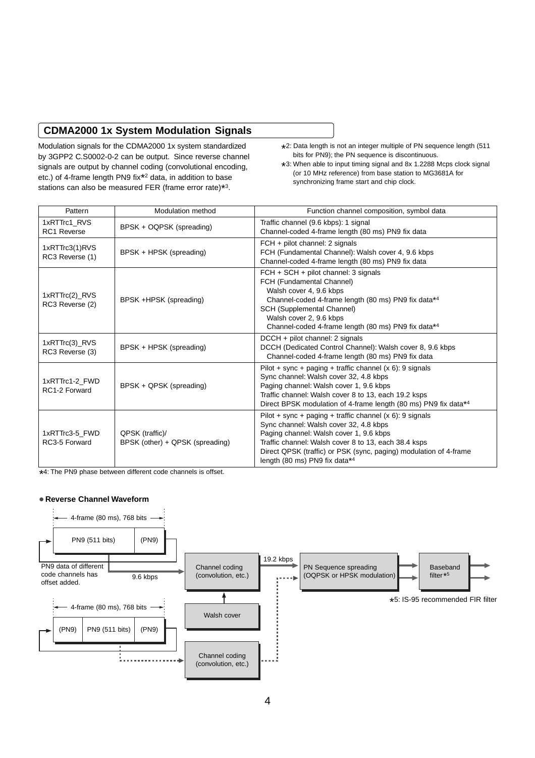## CDMA2000 1x System Modulation Signals

Modulation signals for the CDMA2000 1x system standardized by 3GPP2 C.S0002-0-2 can be output. Since reverse channel signals are output by channel coding (convolutional encoding, etc.) of 4-frame length PN9 fix*2 data, in addition to base stations can also be measured FER (frame error rate)*3.

*2: Data length is not an integer multiple of PN sequence length (511 bits for PN9); the PN sequence is discontinuous.

*3: When able to input timing signal and 8x 1.2288 Mcps clock signal (or 10 MHz reference) from base station to MG3681A for synchronizing frame start and chip clock.

| Pattern | Modulation method | Function channel composition, symbol data |
|---|---|---|
| 1xRTTrc1_RVS<br>RC1 Reverse | BPSK + OQPSK (spreading) | Traffic channel (9.6 kbps): 1 signal<br>Channel-coded 4-frame length (80 ms) PN9 fix data |
| 1xRTTrc3(1)RVS<br>RC3 Reverse (1) | BPSK + HPSK (spreading) | FCH + pilot channel: 2 signals<br>FCH (Fundamental Channel): Walsh cover 4, 9.6 kbps<br>Channel-coded 4-frame length (80 ms) PN9 fix data |
| 1xRTTrc(2)_RVS<br>RC3 Reverse (2) | BPSK +HPSK (spreading) | FCH + SCH + pilot channel: 3 signals<br>FCH (Fundamental Channel)<br>Walsh cover 4, 9.6 kbps<br>Channel-coded 4-frame length (80 ms) PN9 fix data*4<br>SCH (Supplemental Channel)<br>Walsh cover 2, 9.6 kbps<br>Channel-coded 4-frame length (80 ms) PN9 fix data*4 |
| 1xRTTrc(3)_RVS<br>RC3 Reverse (3) | BPSK + HPSK (spreading) | DCCH + pilot channel: 2 signals<br>DCCH (Dedicated Control Channel): Walsh cover 8, 9.6 kbps<br>Channel-coded 4-frame length (80 ms) PN9 fix data |
| 1xRTTrc1-2_FWD<br>RC1-2 Forward | BPSK + QPSK (spreading) | Pilot + sync + paging + traffic channel (x 6): 9 signals<br>Sync channel: Walsh cover 32, 4.8 kbps<br>Paging channel: Walsh cover 1, 9.6 kbps<br>Traffic channel: Walsh cover 8 to 13, each 19.2 ksps<br>Direct BPSK modulation of 4-frame length (80 ms) PN9 fix data*4 |
| 1xRTTrc3-5_FWD<br>RC3-5 Forward | QPSK (traffic)/<br>BPSK (other) + QPSK (spreading) | Pilot + sync + paging + traffic channel (x 6): 9 signals<br>Sync channel: Walsh cover 32, 4.8 kbps<br>Paging channel: Walsh cover 1, 9.6 kbps<br>Traffic channel: Walsh cover 8 to 13, each 38.4 ksps<br>Direct QPSK (traffic) or PSK (sync, paging) modulation of 4-frame length (80 ms) PN9 fix data*4 |

*4: The PN9 phase between different code channels is offset.

**● Reverse Channel Waveform**

4-frame (80 ms), 768 bits

PN9 (511 bits) | (PN9)

PN9 data of different code channels has offset added.

9.6 kbps → Channel coding (convolution, etc.) → 19.2 kbps → PN Sequence spreading (OQPSK or HPSK modulation) → Baseband filter*5

Walsh cover

4-frame (80 ms), 768 bits

(PN9) | PN9 (511 bits) | (PN9)

Channel coding (convolution, etc.)

*5: IS-95 recommended FIR filter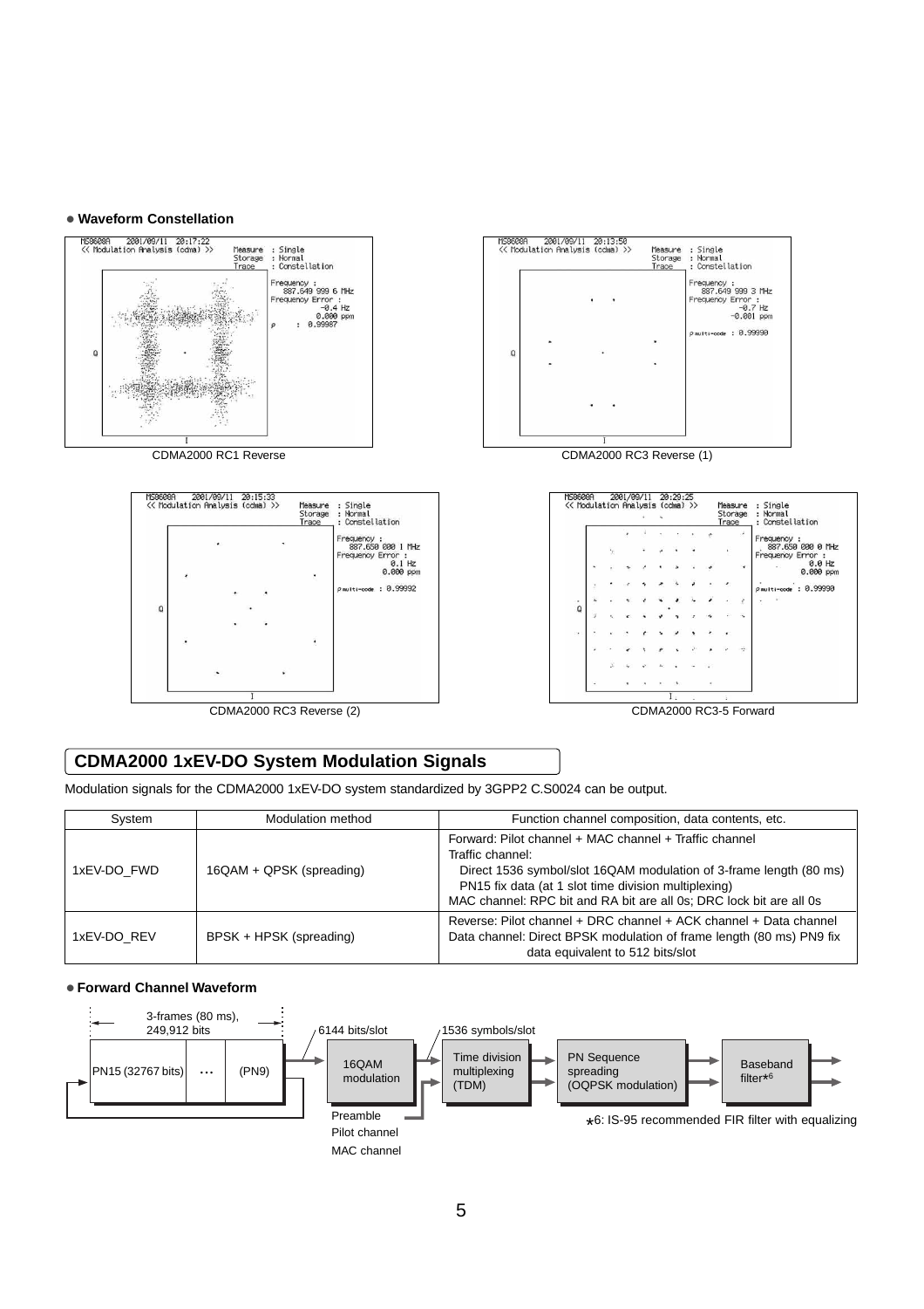● **Waveform Constellation**

CDMA2000 RC1 Reverse

CDMA2000 RC3 Reverse (1)

CDMA2000 RC3 Reverse (2)

CDMA2000 RC3-5 Forward

## CDMA2000 1xEV-DO System Modulation Signals

Modulation signals for the CDMA2000 1xEV-DO system standardized by 3GPP2 C.S0024 can be output.

| System | Modulation method | Function channel composition, data contents, etc. |
|---|---|---|
| 1xEV-DO_FWD | 16QAM + QPSK (spreading) | Forward: Pilot channel + MAC channel + Traffic channel<br>Traffic channel:<br>Direct 1536 symbol/slot 16QAM modulation of 3-frame length (80 ms) PN15 fix data (at 1 slot time division multiplexing)<br>MAC channel: RPC bit and RA bit are all 0s; DRC lock bit are all 0s |
| 1xEV-DO_REV | BPSK + HPSK (spreading) | Reverse: Pilot channel + DRC channel + ACK channel + Data channel<br>Data channel: Direct BPSK modulation of frame length (80 ms) PN9 fix data equivalent to 512 bits/slot |

● **Forward Channel Waveform**

3-frames (80 ms), 249,912 bits

PN15 (32767 bits) … (PN9) → 6144 bits/slot → 16QAM modulation → 1536 symbols/slot → Time division multiplexing (TDM) → PN Sequence spreading (OQPSK modulation) → Baseband filter*6

Preamble
Pilot channel
MAC channel

*6: IS-95 recommended FIR filter with equalizing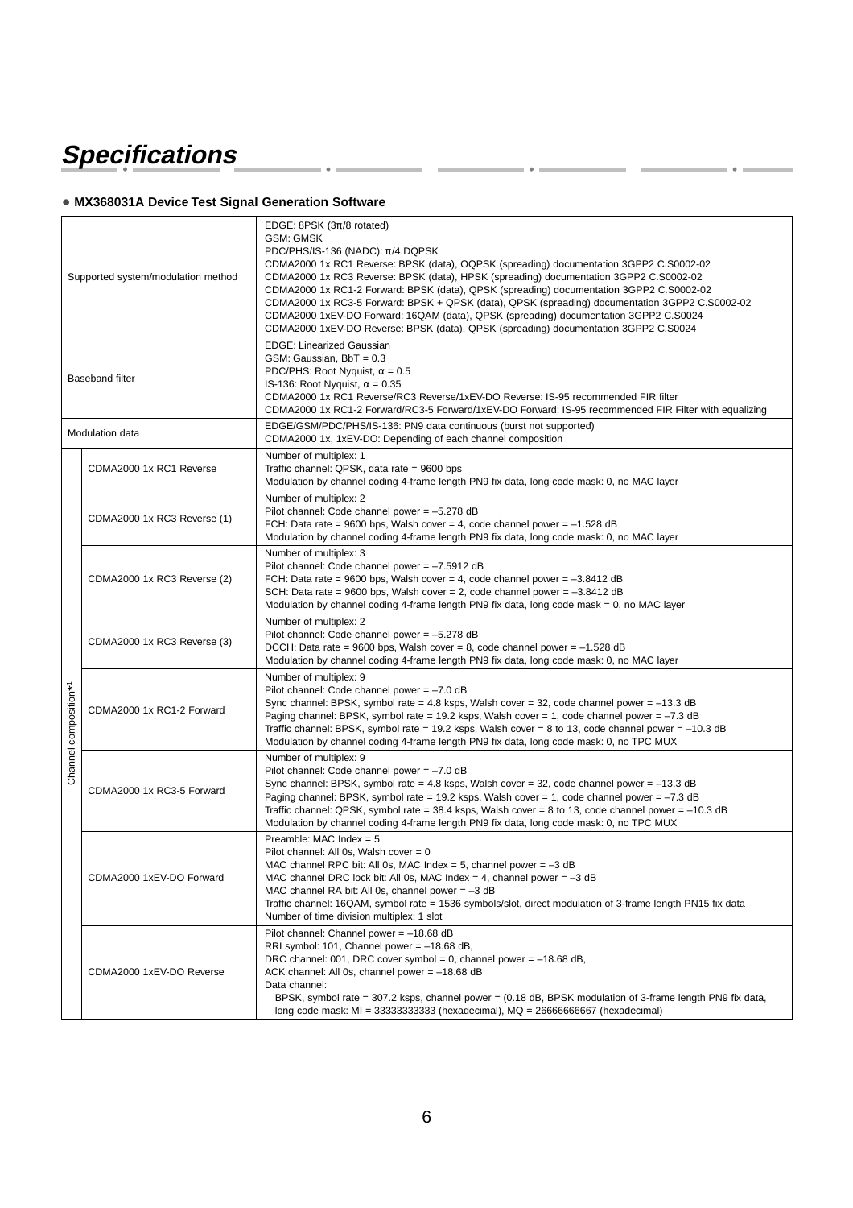# Specifications

● **MX368031A Device Test Signal Generation Software**

| | | |
|---|---|---|
| Supported system/modulation method | | EDGE: 8PSK (3π/8 rotated)<br>GSM: GMSK<br>PDC/PHS/IS-136 (NADC): π/4 DQPSK<br>CDMA2000 1x RC1 Reverse: BPSK (data), OQPSK (spreading) documentation 3GPP2 C.S0002-02<br>CDMA2000 1x RC3 Reverse: BPSK (data), HPSK (spreading) documentation 3GPP2 C.S0002-02<br>CDMA2000 1x RC1-2 Forward: BPSK (data), QPSK (spreading) documentation 3GPP2 C.S0002-02<br>CDMA2000 1x RC3-5 Forward: BPSK + QPSK (data), QPSK (spreading) documentation 3GPP2 C.S0002-02<br>CDMA2000 1xEV-DO Forward: 16QAM (data), QPSK (spreading) documentation 3GPP2 C.S0024<br>CDMA2000 1xEV-DO Reverse: BPSK (data), QPSK (spreading) documentation 3GPP2 C.S0024 |
| Baseband filter | | EDGE: Linearized Gaussian<br>GSM: Gaussian, BbT = 0.3<br>PDC/PHS: Root Nyquist, α = 0.5<br>IS-136: Root Nyquist, α = 0.35<br>CDMA2000 1x RC1 Reverse/RC3 Reverse/1xEV-DO Reverse: IS-95 recommended FIR filter<br>CDMA2000 1x RC1-2 Forward/RC3-5 Forward/1xEV-DO Forward: IS-95 recommended FIR Filter with equalizing |
| Modulation data | | EDGE/GSM/PDC/PHS/IS-136: PN9 data continuous (burst not supported)<br>CDMA2000 1x, 1xEV-DO: Depending of each channel composition |
| Channel composition*1 | CDMA2000 1x RC1 Reverse | Number of multiplex: 1<br>Traffic channel: QPSK, data rate = 9600 bps<br>Modulation by channel coding 4-frame length PN9 fix data, long code mask: 0, no MAC layer |
| | CDMA2000 1x RC3 Reverse (1) | Number of multiplex: 2<br>Pilot channel: Code channel power = –5.278 dB<br>FCH: Data rate = 9600 bps, Walsh cover = 4, code channel power = –1.528 dB<br>Modulation by channel coding 4-frame length PN9 fix data, long code mask: 0, no MAC layer |
| | CDMA2000 1x RC3 Reverse (2) | Number of multiplex: 3<br>Pilot channel: Code channel power = –7.5912 dB<br>FCH: Data rate = 9600 bps, Walsh cover = 4, code channel power = –3.8412 dB<br>SCH: Data rate = 9600 bps, Walsh cover = 2, code channel power = –3.8412 dB<br>Modulation by channel coding 4-frame length PN9 fix data, long code mask = 0, no MAC layer |
| | CDMA2000 1x RC3 Reverse (3) | Number of multiplex: 2<br>Pilot channel: Code channel power = –5.278 dB<br>DCCH: Data rate = 9600 bps, Walsh cover = 8, code channel power = –1.528 dB<br>Modulation by channel coding 4-frame length PN9 fix data, long code mask: 0, no MAC layer |
| | CDMA2000 1x RC1-2 Forward | Number of multiplex: 9<br>Pilot channel: Code channel power = –7.0 dB<br>Sync channel: BPSK, symbol rate = 4.8 ksps, Walsh cover = 32, code channel power = –13.3 dB<br>Paging channel: BPSK, symbol rate = 19.2 ksps, Walsh cover = 1, code channel power = –7.3 dB<br>Traffic channel: BPSK, symbol rate = 19.2 ksps, Walsh cover = 8 to 13, code channel power = –10.3 dB<br>Modulation by channel coding 4-frame length PN9 fix data, long code mask: 0, no TPC MUX |
| | CDMA2000 1x RC3-5 Forward | Number of multiplex: 9<br>Pilot channel: Code channel power = –7.0 dB<br>Sync channel: BPSK, symbol rate = 4.8 ksps, Walsh cover = 32, code channel power = –13.3 dB<br>Paging channel: BPSK, symbol rate = 19.2 ksps, Walsh cover = 1, code channel power = –7.3 dB<br>Traffic channel: QPSK, symbol rate = 38.4 ksps, Walsh cover = 8 to 13, code channel power = –10.3 dB<br>Modulation by channel coding 4-frame length PN9 fix data, long code mask: 0, no TPC MUX |
| | CDMA2000 1xEV-DO Forward | Preamble: MAC Index = 5<br>Pilot channel: All 0s, Walsh cover = 0<br>MAC channel RPC bit: All 0s, MAC Index = 5, channel power = –3 dB<br>MAC channel DRC lock bit: All 0s, MAC Index = 4, channel power = –3 dB<br>MAC channel RA bit: All 0s, channel power = –3 dB<br>Traffic channel: 16QAM, symbol rate = 1536 symbols/slot, direct modulation of 3-frame length PN15 fix data<br>Number of time division multiplex: 1 slot |
| | CDMA2000 1xEV-DO Reverse | Pilot channel: Channel power = –18.68 dB<br>RRI symbol: 101, Channel power = –18.68 dB,<br>DRC channel: 001, DRC cover symbol = 0, channel power = –18.68 dB,<br>ACK channel: All 0s, channel power = –18.68 dB<br>Data channel:<br>BPSK, symbol rate = 307.2 ksps, channel power = (0.18 dB, BPSK modulation of 3-frame length PN9 fix data, long code mask: MI = 33333333333 (hexadecimal), MQ = 26666666667 (hexadecimal) |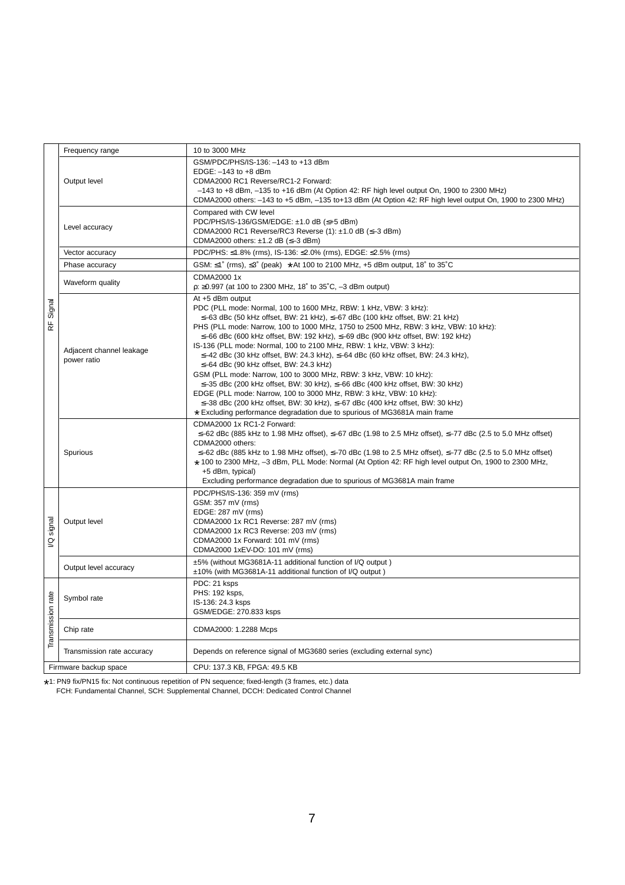| | | |
|---|---|---|
| RF Signal | Frequency range | 10 to 3000 MHz |
| | Output level | GSM/PDC/PHS/IS-136: –143 to +13 dBm<br>EDGE: –143 to +8 dBm<br>CDMA2000 RC1 Reverse/RC1-2 Forward:<br>–143 to +8 dBm, –135 to +16 dBm (At Option 42: RF high level output On, 1900 to 2300 MHz)<br>CDMA2000 others: –143 to +5 dBm, –135 to+13 dBm (At Option 42: RF high level output On, 1900 to 2300 MHz) |
| | Level accuracy | Compared with CW level<br>PDC/PHS/IS-136/GSM/EDGE: ±1.0 dB (≤+5 dBm)<br>CDMA2000 RC1 Reverse/RC3 Reverse (1): ±1.0 dB (≤–3 dBm)<br>CDMA2000 others: ±1.2 dB (≤–3 dBm) |
| | Vector accuracy | PDC/PHS: ≤1.8% (rms), IS-136: ≤2.0% (rms), EDGE: ≤2.5% (rms) |
| | Phase accuracy | GSM: ≤1˚ (rms), ≤3˚ (peak) *At 100 to 2100 MHz, +5 dBm output, 18˚ to 35˚C |
| | Waveform quality | CDMA2000 1x<br>ρ: ≥0.997 (at 100 to 2300 MHz, 18˚ to 35˚C, –3 dBm output) |
| | Adjacent channel leakage power ratio | At +5 dBm output<br>PDC (PLL mode: Normal, 100 to 1600 MHz, RBW: 1 kHz, VBW: 3 kHz):<br>≤–63 dBc (50 kHz offset, BW: 21 kHz), ≤–67 dBc (100 kHz offset, BW: 21 kHz)<br>PHS (PLL mode: Narrow, 100 to 1000 MHz, 1750 to 2500 MHz, RBW: 3 kHz, VBW: 10 kHz):<br>≤–66 dBc (600 kHz offset, BW: 192 kHz), ≤–69 dBc (900 kHz offset, BW: 192 kHz)<br>IS-136 (PLL mode: Normal, 100 to 2100 MHz, RBW: 1 kHz, VBW: 3 kHz):<br>≤–42 dBc (30 kHz offset, BW: 24.3 kHz), ≤–64 dBc (60 kHz offset, BW: 24.3 kHz),<br>≤–64 dBc (90 kHz offset, BW: 24.3 kHz)<br>GSM (PLL mode: Narrow, 100 to 3000 MHz, RBW: 3 kHz, VBW: 10 kHz):<br>≤–35 dBc (200 kHz offset, BW: 30 kHz), ≤–66 dBc (400 kHz offset, BW: 30 kHz)<br>EDGE (PLL mode: Narrow, 100 to 3000 MHz, RBW: 3 kHz, VBW: 10 kHz):<br>≤–38 dBc (200 kHz offset, BW: 30 kHz), ≤–67 dBc (400 kHz offset, BW: 30 kHz)<br>*Excluding performance degradation due to spurious of MG3681A main frame |
| | Spurious | CDMA2000 1x RC1-2 Forward:<br>≤–62 dBc (885 kHz to 1.98 MHz offset), ≤–67 dBc (1.98 to 2.5 MHz offset), ≤–77 dBc (2.5 to 5.0 MHz offset)<br>CDMA2000 others:<br>≤–62 dBc (885 kHz to 1.98 MHz offset), ≤–70 dBc (1.98 to 2.5 MHz offset), ≤–77 dBc (2.5 to 5.0 MHz offset)<br>*100 to 2300 MHz, –3 dBm, PLL Mode: Normal (At Option 42: RF high level output On, 1900 to 2300 MHz, +5 dBm, typical)<br>Excluding performance degradation due to spurious of MG3681A main frame |
| I/Q signal | Output level | PDC/PHS/IS-136: 359 mV (rms)<br>GSM: 357 mV (rms)<br>EDGE: 287 mV (rms)<br>CDMA2000 1x RC1 Reverse: 287 mV (rms)<br>CDMA2000 1x RC3 Reverse: 203 mV (rms)<br>CDMA2000 1x Forward: 101 mV (rms)<br>CDMA2000 1xEV-DO: 101 mV (rms) |
| | Output level accuracy | ±5% (without MG3681A-11 additional function of I/Q output )<br>±10% (with MG3681A-11 additional function of I/Q output ) |
| Transmission rate | Symbol rate | PDC: 21 ksps<br>PHS: 192 ksps,<br>IS-136: 24.3 ksps<br>GSM/EDGE: 270.833 ksps |
| | Chip rate | CDMA2000: 1.2288 Mcps |
| | Transmission rate accuracy | Depends on reference signal of MG3680 series (excluding external sync) |
| Firmware backup space | | CPU: 137.3 KB, FPGA: 49.5 KB |

*1: PN9 fix/PN15 fix: Not continuous repetition of PN sequence; fixed-length (3 frames, etc.) data
FCH: Fundamental Channel, SCH: Supplemental Channel, DCCH: Dedicated Control Channel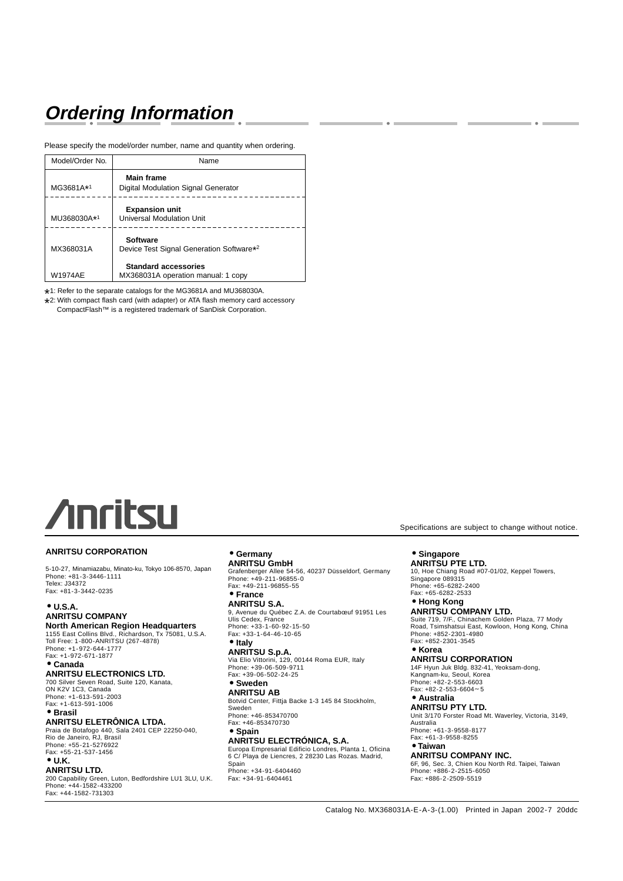# Ordering Information

Please specify the model/order number, name and quantity when ordering.

| Model/Order No. | Name |
|---|---|
| | **Main frame** |
| MG3681A*1 | Digital Modulation Signal Generator |
| | **Expansion unit** |
| MU368030A*1 | Universal Modulation Unit |
| | **Software** |
| MX368031A | Device Test Signal Generation Software*2 |
| | **Standard accessories** |
| W1974AE | MX368031A operation manual: 1 copy |

*1: Refer to the separate catalogs for the MG3681A and MU368030A.
*2: With compact flash card (with adapter) or ATA flash memory card accessory
CompactFlash™ is a registered trademark of SanDisk Corporation.

Anritsu

Specifications are subject to change without notice.

**ANRITSU CORPORATION**
5-10-27, Minamiazabu, Minato-ku, Tokyo 106-8570, Japan
Phone: +81-3-3446-1111
Telex: J34372
Fax: +81-3-3442-0235

**• U.S.A.**
**ANRITSU COMPANY**
**North American Region Headquarters**
1155 East Collins Blvd., Richardson, Tx 75081, U.S.A.
Toll Free: 1-800-ANRITSU (267-4878)
Phone: +1-972-644-1777
Fax: +1-972-671-1877

**• Canada**
**ANRITSU ELECTRONICS LTD.**
700 Silver Seven Road, Suite 120, Kanata, ON K2V 1C3, Canada
Phone: +1-613-591-2003
Fax: +1-613-591-1006

**• Brasil**
**ANRITSU ELETRÔNICA LTDA.**
Praia de Botafogo 440, Sala 2401 CEP 22250-040, Rio de Janeiro, RJ, Brasil
Phone: +55-21-5276922
Fax: +55-21-537-1456

**• U.K.**
**ANRITSU LTD.**
200 Capability Green, Luton, Bedfordshire LU1 3LU, U.K.
Phone: +44-1582-433200
Fax: +44-1582-731303

**• Germany**
**ANRITSU GmbH**
Grafenberger Allee 54-56, 40237 Düsseldorf, Germany
Phone: +49-211-96855-0
Fax: +49-211-96855-55

**• France**
**ANRITSU S.A.**
9, Avenue du Québec Z.A. de Courtabœuf 91951 Les Ulis Cedex, France
Phone: +33-1-60-92-15-50
Fax: +33-1-64-46-10-65

**• Italy**
**ANRITSU S.p.A.**
Via Elio Vittorini, 129, 00144 Roma EUR, Italy
Phone: +39-06-509-9711
Fax: +39-06-502-24-25

**• Sweden**
**ANRITSU AB**
Botvid Center, Fittja Backe 1-3 145 84 Stockholm, Sweden
Phone: +46-853470700
Fax: +46-853470730

**• Spain**
**ANRITSU ELECTRÓNICA, S.A.**
Europa Empresarial Edificio Londres, Planta 1, Oficina 6 C/ Playa de Liencres, 2 28230 Las Rozas. Madrid, Spain
Phone: +34-91-6404460
Fax: +34-91-6404461

**• Singapore**
**ANRITSU PTE LTD.**
10, Hoe Chiang Road #07-01/02, Keppel Towers, Singapore 089315
Phone: +65-6282-2400
Fax: +65-6282-2533

**• Hong Kong**
**ANRITSU COMPANY LTD.**
Suite 719, 7/F., Chinachem Golden Plaza, 77 Mody Road, Tsimshatsui East, Kowloon, Hong Kong, China
Phone: +852-2301-4980
Fax: +852-2301-3545

**• Korea**
**ANRITSU CORPORATION**
14F Hyun Juk Bldg. 832-41, Yeoksam-dong, Kangnam-ku, Seoul, Korea
Phone: +82-2-553-6603
Fax: +82-2-553-6604~5

**• Australia**
**ANRITSU PTY LTD.**
Unit 3/170 Forster Road Mt. Waverley, Victoria, 3149, Australia
Phone: +61-3-9558-8177
Fax: +61-3-9558-8255

**• Taiwan**
**ANRITSU COMPANY INC.**
6F, 96, Sec. 3, Chien Kou North Rd. Taipei, Taiwan
Phone: +886-2-2515-6050
Fax: +886-2-2509-5519

Catalog No. MX368031A-E-A-3-(1.00) Printed in Japan 2002-7 20ddc